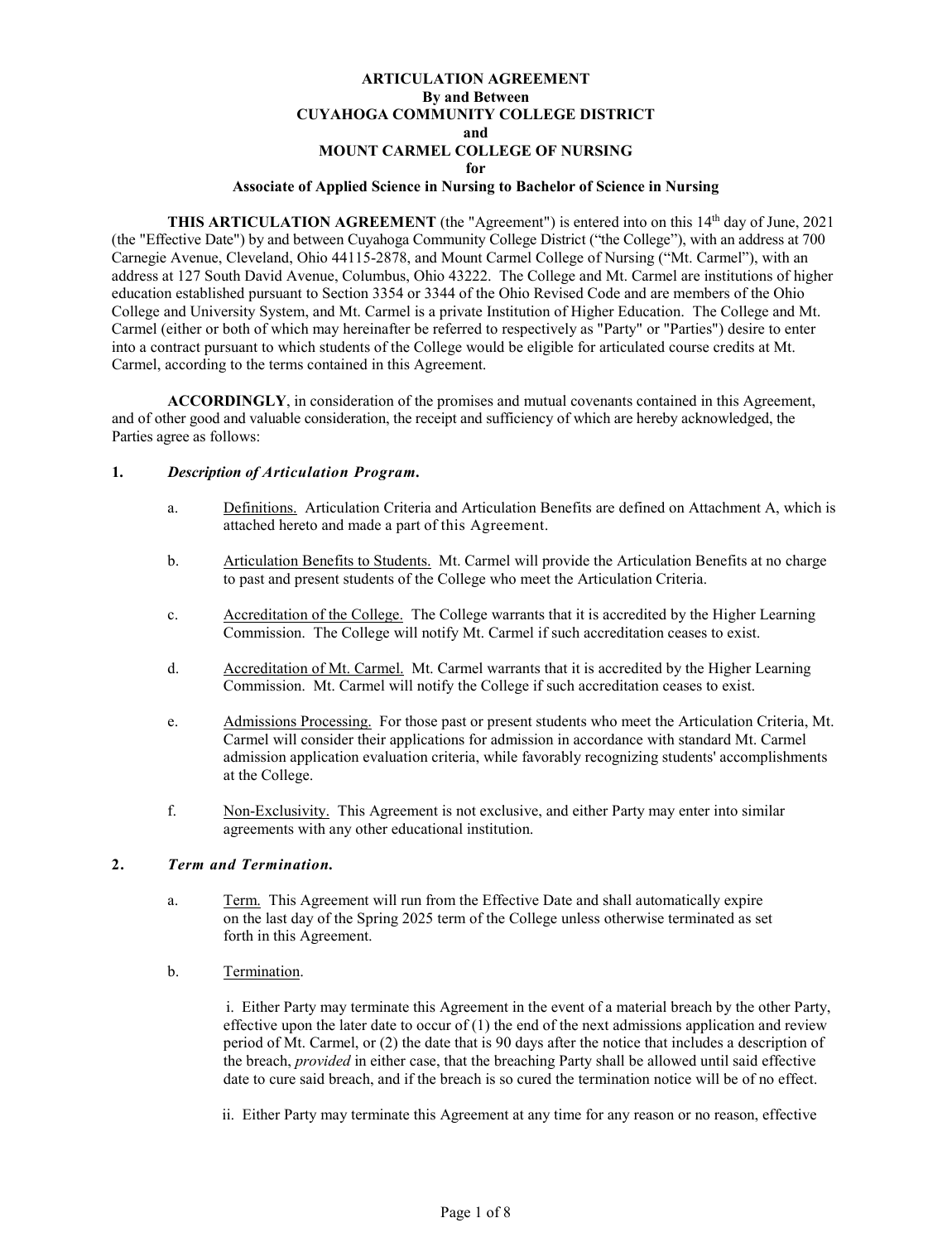**ARTICULATION AGREEMENT**
**By and Between**
**CUYAHOGA COMMUNITY COLLEGE DISTRICT**
**and**
**MOUNT CARMEL COLLEGE OF NURSING**
**for**
**Associate of Applied Science in Nursing to Bachelor of Science in Nursing**

**THIS ARTICULATION AGREEMENT** (the "Agreement") is entered into on this 14th day of June, 2021 (the "Effective Date") by and between Cuyahoga Community College District ("the College"), with an address at 700 Carnegie Avenue, Cleveland, Ohio 44115-2878, and Mount Carmel College of Nursing ("Mt. Carmel"), with an address at 127 South David Avenue, Columbus, Ohio 43222. The College and Mt. Carmel are institutions of higher education established pursuant to Section 3354 or 3344 of the Ohio Revised Code and are members of the Ohio College and University System, and Mt. Carmel is a private Institution of Higher Education. The College and Mt. Carmel (either or both of which may hereinafter be referred to respectively as "Party" or "Parties") desire to enter into a contract pursuant to which students of the College would be eligible for articulated course credits at Mt. Carmel, according to the terms contained in this Agreement.

**ACCORDINGLY**, in consideration of the promises and mutual covenants contained in this Agreement, and of other good and valuable consideration, the receipt and sufficiency of which are hereby acknowledged, the Parties agree as follows:

**1. *Description of Articulation Program.***

a. Definitions. Articulation Criteria and Articulation Benefits are defined on Attachment A, which is attached hereto and made a part of this Agreement.

b. Articulation Benefits to Students. Mt. Carmel will provide the Articulation Benefits at no charge to past and present students of the College who meet the Articulation Criteria.

c. Accreditation of the College. The College warrants that it is accredited by the Higher Learning Commission. The College will notify Mt. Carmel if such accreditation ceases to exist.

d. Accreditation of Mt. Carmel. Mt. Carmel warrants that it is accredited by the Higher Learning Commission. Mt. Carmel will notify the College if such accreditation ceases to exist.

e. Admissions Processing. For those past or present students who meet the Articulation Criteria, Mt. Carmel will consider their applications for admission in accordance with standard Mt. Carmel admission application evaluation criteria, while favorably recognizing students' accomplishments at the College.

f. Non-Exclusivity. This Agreement is not exclusive, and either Party may enter into similar agreements with any other educational institution.

**2. *Term and Termination.***

a. Term. This Agreement will run from the Effective Date and shall automatically expire on the last day of the Spring 2025 term of the College unless otherwise terminated as set forth in this Agreement.

b. Termination.

i. Either Party may terminate this Agreement in the event of a material breach by the other Party, effective upon the later date to occur of (1) the end of the next admissions application and review period of Mt. Carmel, or (2) the date that is 90 days after the notice that includes a description of the breach, *provided* in either case, that the breaching Party shall be allowed until said effective date to cure said breach, and if the breach is so cured the termination notice will be of no effect.

ii. Either Party may terminate this Agreement at any time for any reason or no reason, effective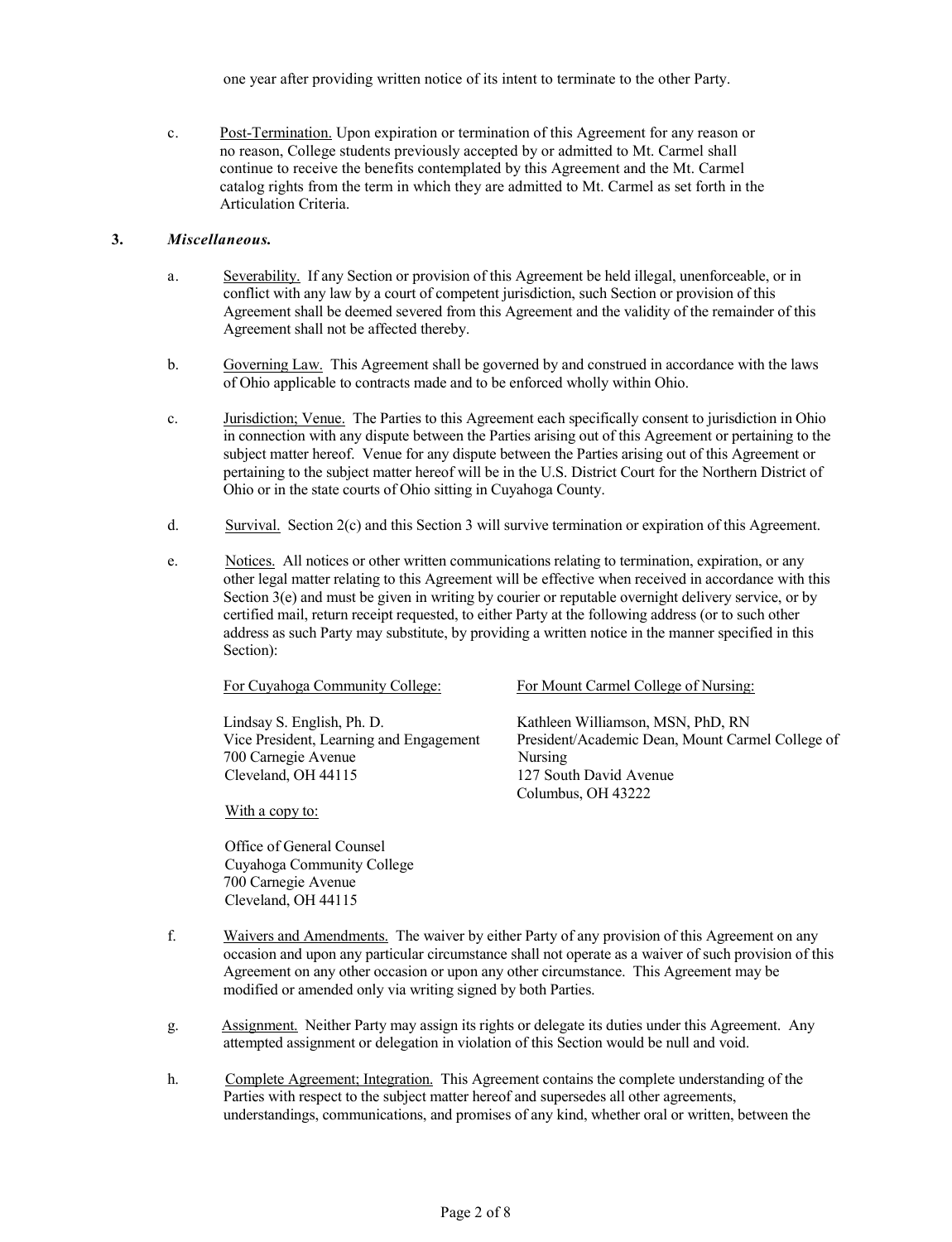one year after providing written notice of its intent to terminate to the other Party.

c. Post-Termination. Upon expiration or termination of this Agreement for any reason or no reason, College students previously accepted by or admitted to Mt. Carmel shall continue to receive the benefits contemplated by this Agreement and the Mt. Carmel catalog rights from the term in which they are admitted to Mt. Carmel as set forth in the Articulation Criteria.

**3. *Miscellaneous.***

a. Severability. If any Section or provision of this Agreement be held illegal, unenforceable, or in conflict with any law by a court of competent jurisdiction, such Section or provision of this Agreement shall be deemed severed from this Agreement and the validity of the remainder of this Agreement shall not be affected thereby.

b. Governing Law. This Agreement shall be governed by and construed in accordance with the laws of Ohio applicable to contracts made and to be enforced wholly within Ohio.

c. Jurisdiction; Venue. The Parties to this Agreement each specifically consent to jurisdiction in Ohio in connection with any dispute between the Parties arising out of this Agreement or pertaining to the subject matter hereof. Venue for any dispute between the Parties arising out of this Agreement or pertaining to the subject matter hereof will be in the U.S. District Court for the Northern District of Ohio or in the state courts of Ohio sitting in Cuyahoga County.

d. Survival. Section 2(c) and this Section 3 will survive termination or expiration of this Agreement.

e. Notices. All notices or other written communications relating to termination, expiration, or any other legal matter relating to this Agreement will be effective when received in accordance with this Section 3(e) and must be given in writing by courier or reputable overnight delivery service, or by certified mail, return receipt requested, to either Party at the following address (or to such other address as such Party may substitute, by providing a written notice in the manner specified in this Section):

For Cuyahoga Community College:

Lindsay S. English, Ph. D.
Vice President, Learning and Engagement
700 Carnegie Avenue
Cleveland, OH 44115

With a copy to:

Office of General Counsel
Cuyahoga Community College
700 Carnegie Avenue
Cleveland, OH 44115

For Mount Carmel College of Nursing:

Kathleen Williamson, MSN, PhD, RN
President/Academic Dean, Mount Carmel College of Nursing
127 South David Avenue
Columbus, OH 43222

f. Waivers and Amendments. The waiver by either Party of any provision of this Agreement on any occasion and upon any particular circumstance shall not operate as a waiver of such provision of this Agreement on any other occasion or upon any other circumstance. This Agreement may be modified or amended only via writing signed by both Parties.

g. Assignment. Neither Party may assign its rights or delegate its duties under this Agreement. Any attempted assignment or delegation in violation of this Section would be null and void.

h. Complete Agreement; Integration. This Agreement contains the complete understanding of the Parties with respect to the subject matter hereof and supersedes all other agreements, understandings, communications, and promises of any kind, whether oral or written, between the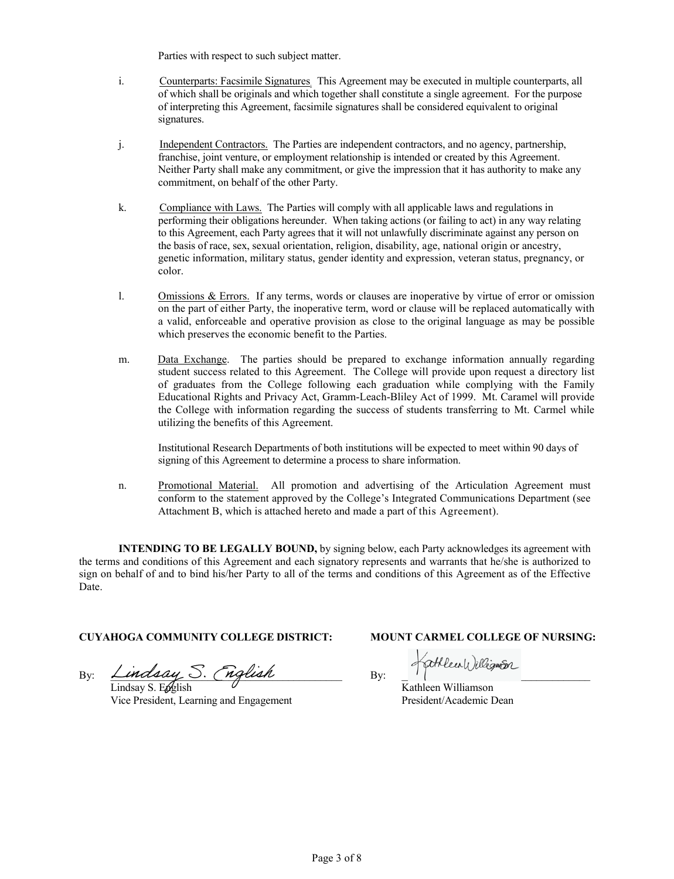Parties with respect to such subject matter.

i. Counterparts: Facsimile Signatures. This Agreement may be executed in multiple counterparts, all of which shall be originals and which together shall constitute a single agreement. For the purpose of interpreting this Agreement, facsimile signatures shall be considered equivalent to original signatures.

j. Independent Contractors. The Parties are independent contractors, and no agency, partnership, franchise, joint venture, or employment relationship is intended or created by this Agreement. Neither Party shall make any commitment, or give the impression that it has authority to make any commitment, on behalf of the other Party.

k. Compliance with Laws. The Parties will comply with all applicable laws and regulations in performing their obligations hereunder. When taking actions (or failing to act) in any way relating to this Agreement, each Party agrees that it will not unlawfully discriminate against any person on the basis of race, sex, sexual orientation, religion, disability, age, national origin or ancestry, genetic information, military status, gender identity and expression, veteran status, pregnancy, or color.

l. Omissions & Errors. If any terms, words or clauses are inoperative by virtue of error or omission on the part of either Party, the inoperative term, word or clause will be replaced automatically with a valid, enforceable and operative provision as close to the original language as may be possible which preserves the economic benefit to the Parties.

m. Data Exchange. The parties should be prepared to exchange information annually regarding student success related to this Agreement. The College will provide upon request a directory list of graduates from the College following each graduation while complying with the Family Educational Rights and Privacy Act, Gramm-Leach-Bliley Act of 1999. Mt. Caramel will provide the College with information regarding the success of students transferring to Mt. Carmel while utilizing the benefits of this Agreement.

Institutional Research Departments of both institutions will be expected to meet within 90 days of signing of this Agreement to determine a process to share information.

n. Promotional Material. All promotion and advertising of the Articulation Agreement must conform to the statement approved by the College's Integrated Communications Department (see Attachment B, which is attached hereto and made a part of this Agreement).

**INTENDING TO BE LEGALLY BOUND,** by signing below, each Party acknowledges its agreement with the terms and conditions of this Agreement and each signatory represents and warrants that he/she is authorized to sign on behalf of and to bind his/her Party to all of the terms and conditions of this Agreement as of the Effective Date.

**CUYAHOGA COMMUNITY COLLEGE DISTRICT:**

By: *Lindsay S. English*
Lindsay S. English
Vice President, Learning and Engagement

**MOUNT CARMEL COLLEGE OF NURSING:**

By: *Kathleen Williamson*
Kathleen Williamson
President/Academic Dean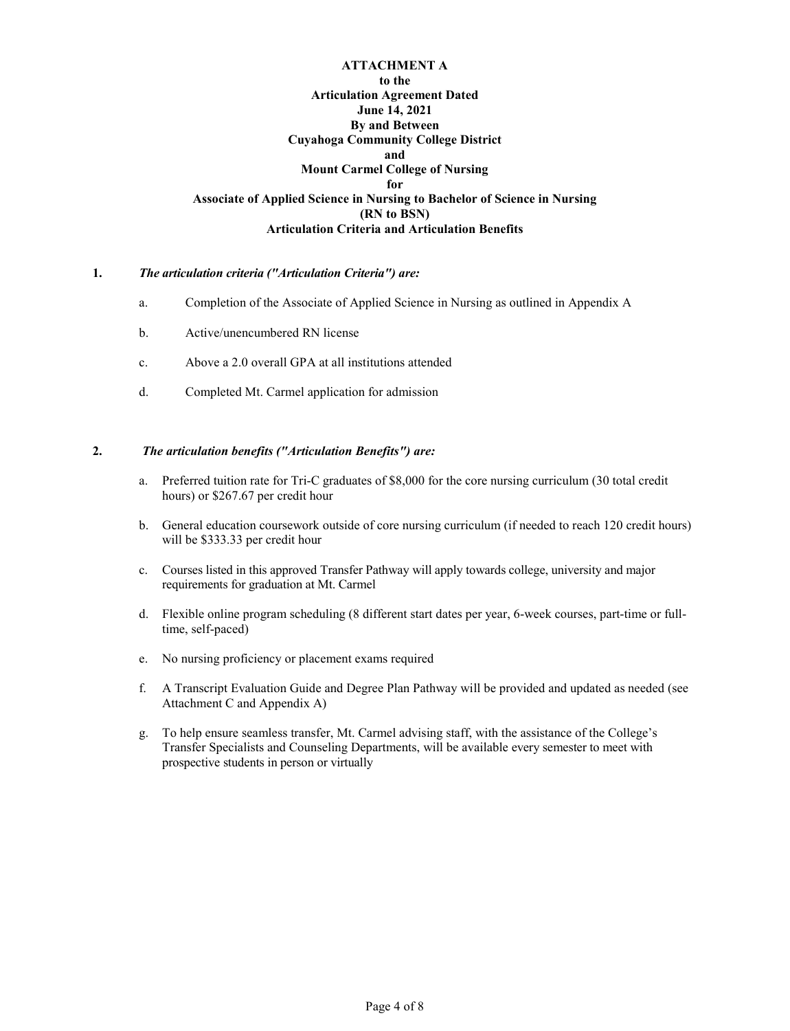**ATTACHMENT A**
**to the**
**Articulation Agreement Dated**
**June 14, 2021**
**By and Between**
**Cuyahoga Community College District**
**and**
**Mount Carmel College of Nursing**
**for**
**Associate of Applied Science in Nursing to Bachelor of Science in Nursing**
**(RN to BSN)**
**Articulation Criteria and Articulation Benefits**

**1.** ***The articulation criteria ("Articulation Criteria") are:***

a. Completion of the Associate of Applied Science in Nursing as outlined in Appendix A

b. Active/unencumbered RN license

c. Above a 2.0 overall GPA at all institutions attended

d. Completed Mt. Carmel application for admission

**2.** ***The articulation benefits ("Articulation Benefits") are:***

a. Preferred tuition rate for Tri-C graduates of $8,000 for the core nursing curriculum (30 total credit hours) or $267.67 per credit hour

b. General education coursework outside of core nursing curriculum (if needed to reach 120 credit hours) will be $333.33 per credit hour

c. Courses listed in this approved Transfer Pathway will apply towards college, university and major requirements for graduation at Mt. Carmel

d. Flexible online program scheduling (8 different start dates per year, 6-week courses, part-time or full-time, self-paced)

e. No nursing proficiency or placement exams required

f. A Transcript Evaluation Guide and Degree Plan Pathway will be provided and updated as needed (see Attachment C and Appendix A)

g. To help ensure seamless transfer, Mt. Carmel advising staff, with the assistance of the College's Transfer Specialists and Counseling Departments, will be available every semester to meet with prospective students in person or virtually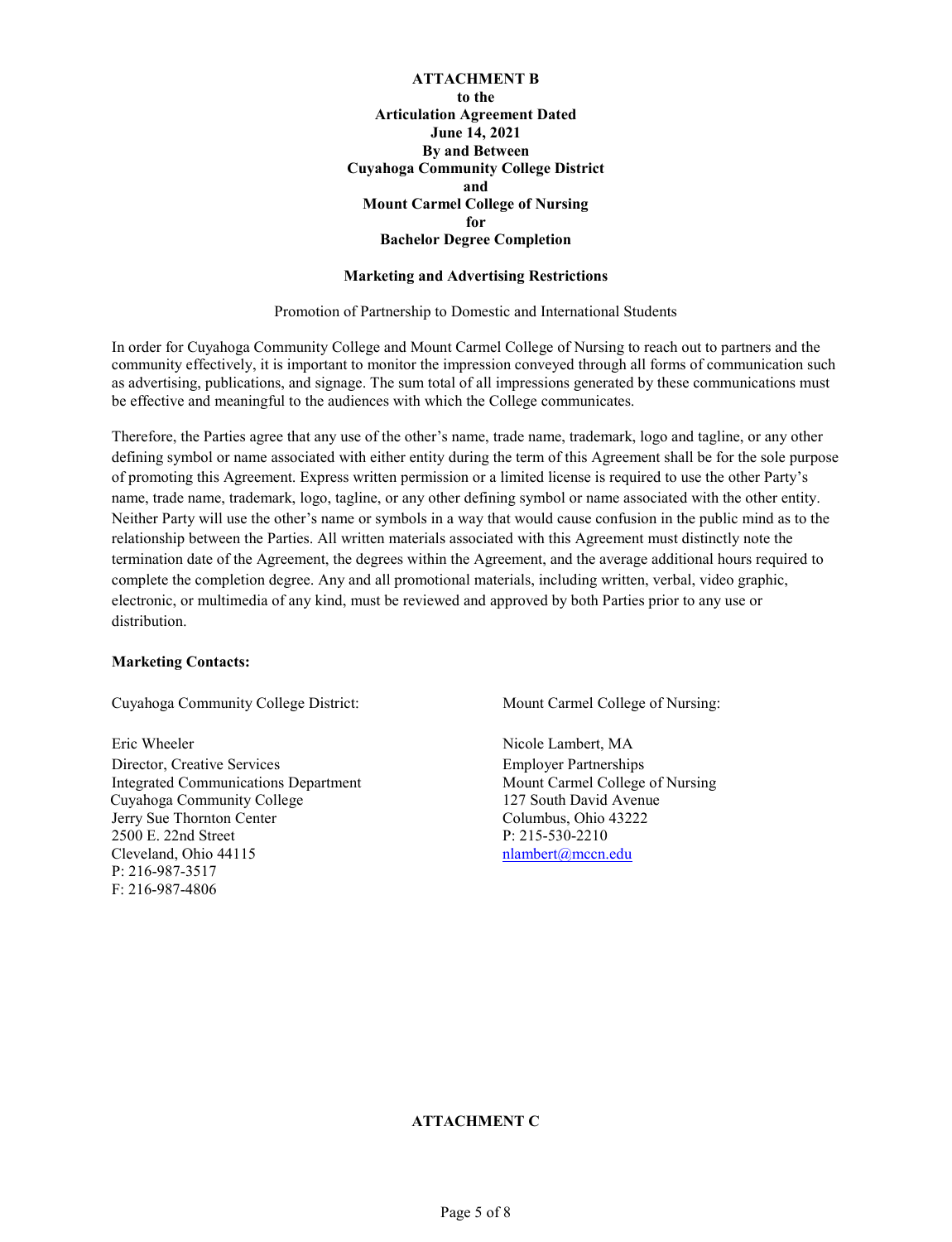**ATTACHMENT B**
**to the**
**Articulation Agreement Dated**
**June 14, 2021**
**By and Between**
**Cuyahoga Community College District**
**and**
**Mount Carmel College of Nursing**
**for**
**Bachelor Degree Completion**

## Marketing and Advertising Restrictions

Promotion of Partnership to Domestic and International Students

In order for Cuyahoga Community College and Mount Carmel College of Nursing to reach out to partners and the community effectively, it is important to monitor the impression conveyed through all forms of communication such as advertising, publications, and signage. The sum total of all impressions generated by these communications must be effective and meaningful to the audiences with which the College communicates.

Therefore, the Parties agree that any use of the other's name, trade name, trademark, logo and tagline, or any other defining symbol or name associated with either entity during the term of this Agreement shall be for the sole purpose of promoting this Agreement. Express written permission or a limited license is required to use the other Party's name, trade name, trademark, logo, tagline, or any other defining symbol or name associated with the other entity. Neither Party will use the other's name or symbols in a way that would cause confusion in the public mind as to the relationship between the Parties. All written materials associated with this Agreement must distinctly note the termination date of the Agreement, the degrees within the Agreement, and the average additional hours required to complete the completion degree. Any and all promotional materials, including written, verbal, video graphic, electronic, or multimedia of any kind, must be reviewed and approved by both Parties prior to any use or distribution.

**Marketing Contacts:**

Cuyahoga Community College District:

Eric Wheeler
Director, Creative Services
Integrated Communications Department
Cuyahoga Community College
Jerry Sue Thornton Center
2500 E. 22nd Street
Cleveland, Ohio 44115
P: 216-987-3517
F: 216-987-4806

Mount Carmel College of Nursing:

Nicole Lambert, MA
Employer Partnerships
Mount Carmel College of Nursing
127 South David Avenue
Columbus, Ohio 43222
P: 215-530-2210
nlambert@mccn.edu

**ATTACHMENT C**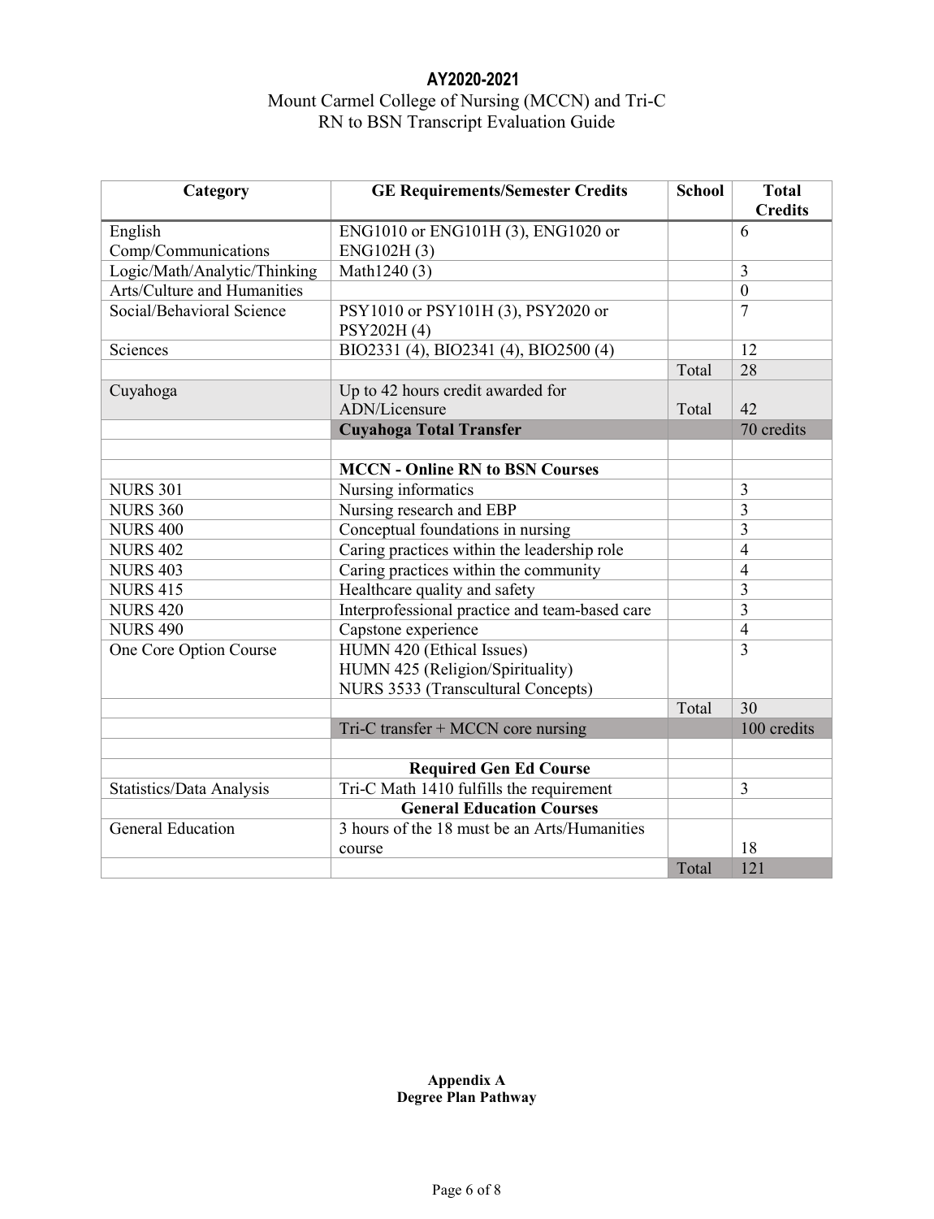**AY2020-2021**

Mount Carmel College of Nursing (MCCN) and Tri-C
RN to BSN Transcript Evaluation Guide

| Category | GE Requirements/Semester Credits | School | Total Credits |
|---|---|---|---|
| English Comp/Communications | ENG1010 or ENG101H (3), ENG1020 or ENG102H (3) | | 6 |
| Logic/Math/Analytic/Thinking | Math1240 (3) | | 3 |
| Arts/Culture and Humanities | | | 0 |
| Social/Behavioral Science | PSY1010 or PSY101H (3), PSY2020 or PSY202H (4) | | 7 |
| Sciences | BIO2331 (4), BIO2341 (4), BIO2500 (4) | | 12 |
| | | Total | 28 |
| Cuyahoga | Up to 42 hours credit awarded for ADN/Licensure | Total | 42 |
| | **Cuyahoga Total Transfer** | | 70 credits |
| | | | |
| | **MCCN - Online RN to BSN Courses** | | |
| NURS 301 | Nursing informatics | | 3 |
| NURS 360 | Nursing research and EBP | | 3 |
| NURS 400 | Conceptual foundations in nursing | | 3 |
| NURS 402 | Caring practices within the leadership role | | 4 |
| NURS 403 | Caring practices within the community | | 4 |
| NURS 415 | Healthcare quality and safety | | 3 |
| NURS 420 | Interprofessional practice and team-based care | | 3 |
| NURS 490 | Capstone experience | | 4 |
| One Core Option Course | HUMN 420 (Ethical Issues)<br>HUMN 425 (Religion/Spirituality)<br>NURS 3533 (Transcultural Concepts) | | 3 |
| | | Total | 30 |
| | Tri-C transfer + MCCN core nursing | | 100 credits |
| | | | |
| | **Required Gen Ed Course** | | |
| Statistics/Data Analysis | Tri-C Math 1410 fulfills the requirement | | 3 |
| | **General Education Courses** | | |
| General Education | 3 hours of the 18 must be an Arts/Humanities course | | 18 |
| | | Total | 121 |

**Appendix A**
**Degree Plan Pathway**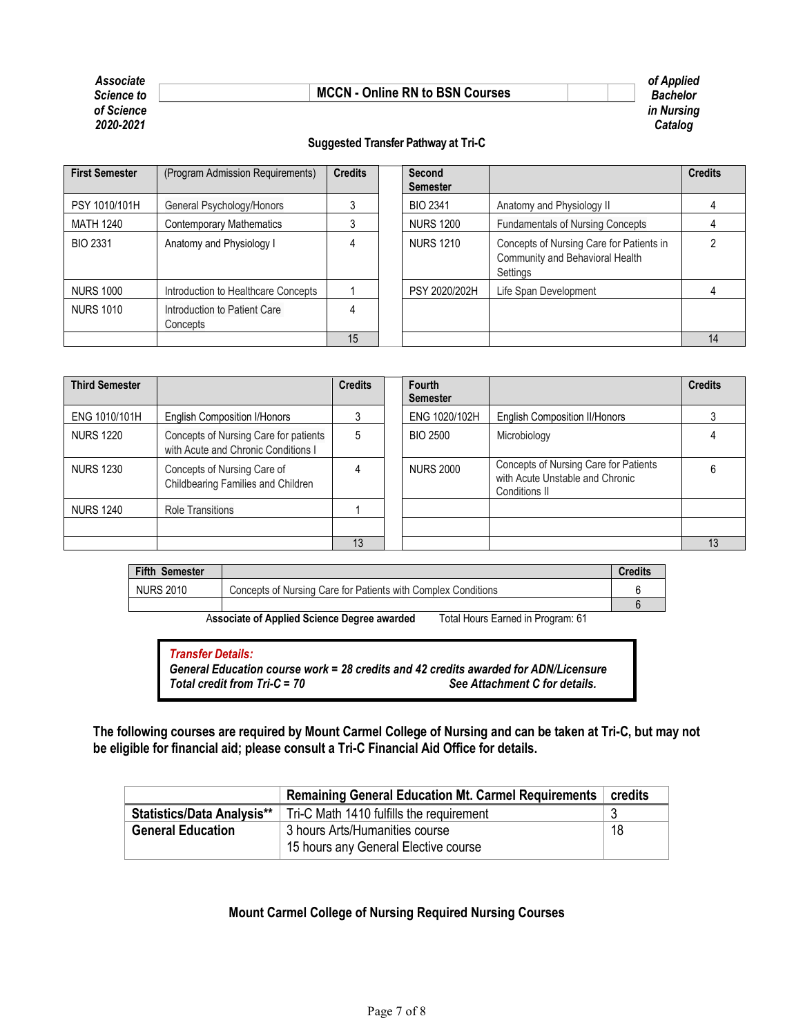*Associate of Applied Science to Bachelor of Science in Nursing Catalog 2020-2021*

**MCCN - Online RN to BSN Courses**

**Suggested Transfer Pathway at Tri-C**

| First Semester | (Program Admission Requirements) | Credits | Second Semester | | Credits |
|---|---|---|---|---|---|
| PSY 1010/101H | General Psychology/Honors | 3 | BIO 2341 | Anatomy and Physiology II | 4 |
| MATH 1240 | Contemporary Mathematics | 3 | NURS 1200 | Fundamentals of Nursing Concepts | 4 |
| BIO 2331 | Anatomy and Physiology I | 4 | NURS 1210 | Concepts of Nursing Care for Patients in Community and Behavioral Health Settings | 2 |
| NURS 1000 | Introduction to Healthcare Concepts | 1 | PSY 2020/202H | Life Span Development | 4 |
| NURS 1010 | Introduction to Patient Care Concepts | 4 | | | |
| | | 15 | | | 14 |

| Third Semester | | Credits | Fourth Semester | | Credits |
|---|---|---|---|---|---|
| ENG 1010/101H | English Composition I/Honors | 3 | ENG 1020/102H | English Composition II/Honors | 3 |
| NURS 1220 | Concepts of Nursing Care for patients with Acute and Chronic Conditions I | 5 | BIO 2500 | Microbiology | 4 |
| NURS 1230 | Concepts of Nursing Care of Childbearing Families and Children | 4 | NURS 2000 | Concepts of Nursing Care for Patients with Acute Unstable and Chronic Conditions II | 6 |
| NURS 1240 | Role Transitions | 1 | | | |
| | | | | | |
| | | 13 | | | 13 |

| Fifth Semester | | Credits |
|---|---|---|
| NURS 2010 | Concepts of Nursing Care for Patients with Complex Conditions | 6 |
| | | 6 |

Associate of Applied Science Degree awarded    Total Hours Earned in Program: 61

***Transfer Details:***
***General Education course work = 28 credits and 42 credits awarded for ADN/Licensure***
***Total credit from Tri-C = 70***    ***See Attachment C for details.***

**The following courses are required by Mount Carmel College of Nursing and can be taken at Tri-C, but may not be eligible for financial aid; please consult a Tri-C Financial Aid Office for details.**

| | Remaining General Education Mt. Carmel Requirements | credits |
|---|---|---|
| **Statistics/Data Analysis**** | Tri-C Math 1410 fulfills the requirement | 3 |
| **General Education** | 3 hours Arts/Humanities course<br>15 hours any General Elective course | 18 |

**Mount Carmel College of Nursing Required Nursing Courses**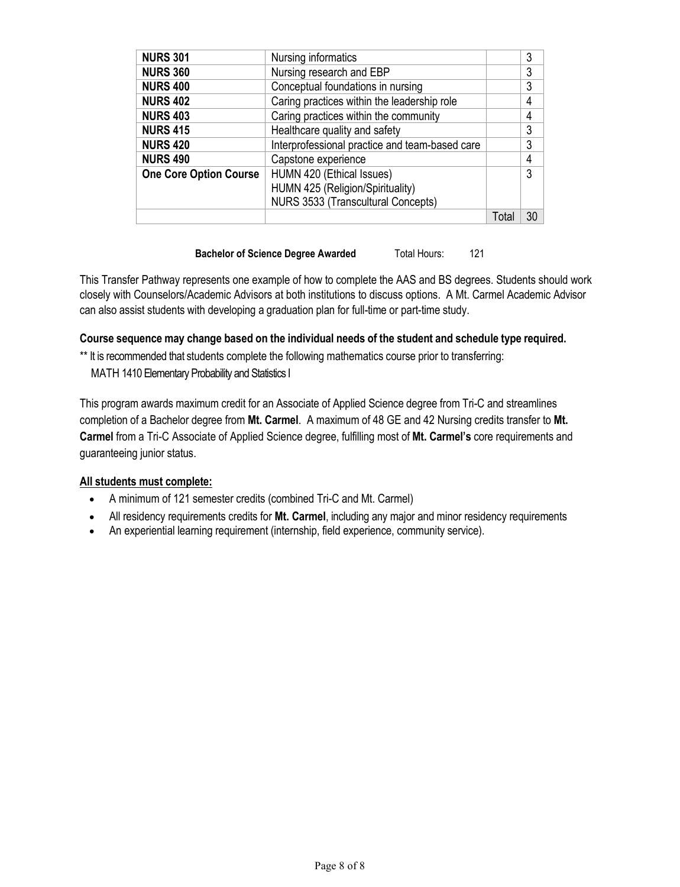| | | | |
|---|---|---|---|
| **NURS 301** | Nursing informatics | | 3 |
| **NURS 360** | Nursing research and EBP | | 3 |
| **NURS 400** | Conceptual foundations in nursing | | 3 |
| **NURS 402** | Caring practices within the leadership role | | 4 |
| **NURS 403** | Caring practices within the community | | 4 |
| **NURS 415** | Healthcare quality and safety | | 3 |
| **NURS 420** | Interprofessional practice and team-based care | | 3 |
| **NURS 490** | Capstone experience | | 4 |
| **One Core Option Course** | HUMN 420 (Ethical Issues)<br>HUMN 425 (Religion/Spirituality)<br>NURS 3533 (Transcultural Concepts) | | 3 |
| | | Total | 30 |

**Bachelor of Science Degree Awarded** Total Hours: 121

This Transfer Pathway represents one example of how to complete the AAS and BS degrees. Students should work closely with Counselors/Academic Advisors at both institutions to discuss options. A Mt. Carmel Academic Advisor can also assist students with developing a graduation plan for full-time or part-time study.

**Course sequence may change based on the individual needs of the student and schedule type required.**

** It is recommended that students complete the following mathematics course prior to transferring:
MATH 1410 Elementary Probability and Statistics I

This program awards maximum credit for an Associate of Applied Science degree from Tri-C and streamlines completion of a Bachelor degree from **Mt. Carmel**. A maximum of 48 GE and 42 Nursing credits transfer to **Mt. Carmel** from a Tri-C Associate of Applied Science degree, fulfilling most of **Mt. Carmel's** core requirements and guaranteeing junior status.

**<u>All students must complete:</u>**

- A minimum of 121 semester credits (combined Tri-C and Mt. Carmel)
- All residency requirements credits for **Mt. Carmel**, including any major and minor residency requirements
- An experiential learning requirement (internship, field experience, community service).